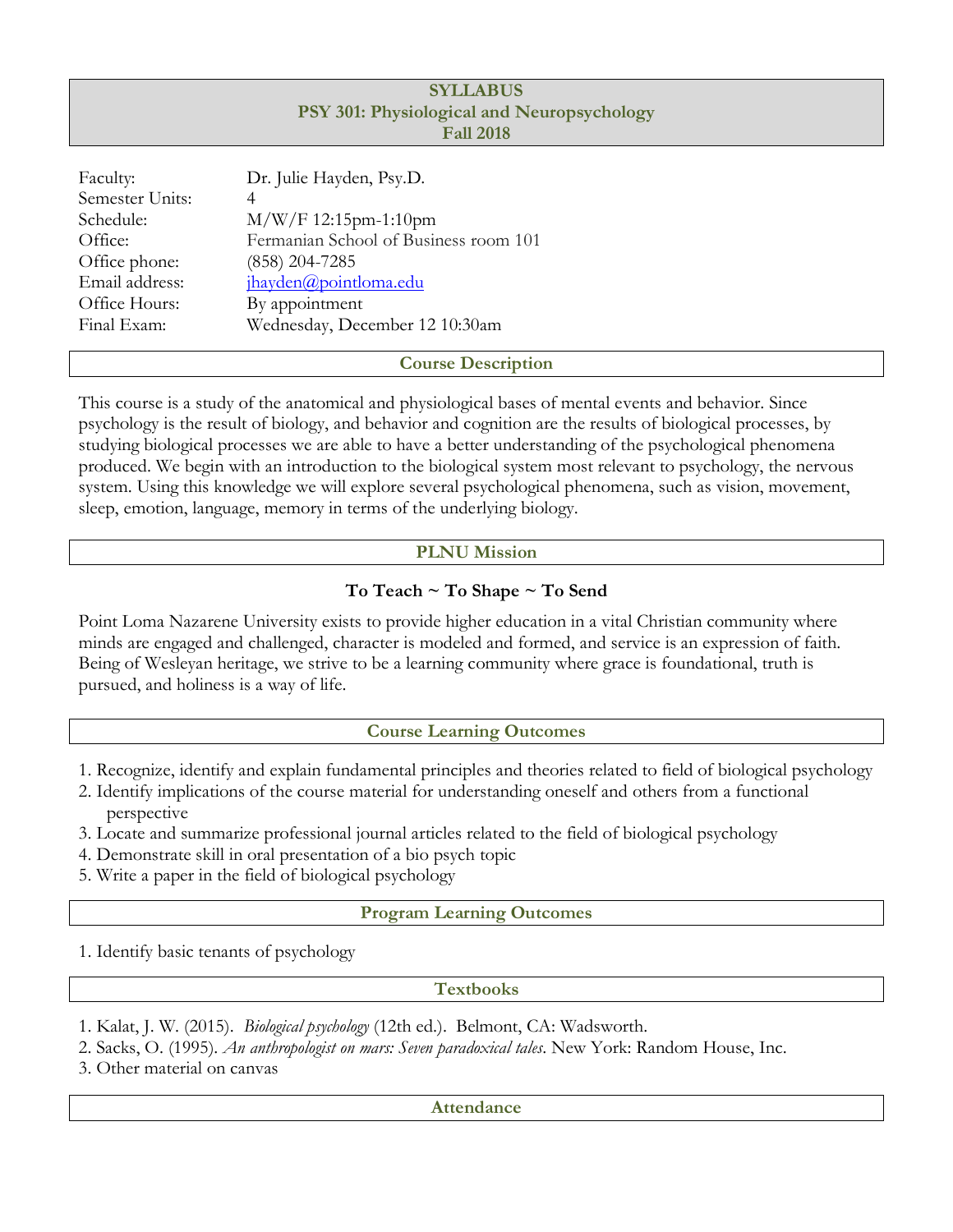# SYLLABUS
# PSY 301: Physiological and Neuropsychology
# Fall 2018

| | |
|---|---|
| Faculty: | Dr. Julie Hayden, Psy.D. |
| Semester Units: | 4 |
| Schedule: | M/W/F 12:15pm-1:10pm |
| Office: | Fermanian School of Business room 101 |
| Office phone: | (858) 204-7285 |
| Email address: | jhayden@pointloma.edu |
| Office Hours: | By appointment |
| Final Exam: | Wednesday, December 12 10:30am |

## Course Description

This course is a study of the anatomical and physiological bases of mental events and behavior. Since psychology is the result of biology, and behavior and cognition are the results of biological processes, by studying biological processes we are able to have a better understanding of the psychological phenomena produced. We begin with an introduction to the biological system most relevant to psychology, the nervous system. Using this knowledge we will explore several psychological phenomena, such as vision, movement, sleep, emotion, language, memory in terms of the underlying biology.

## PLNU Mission

**To Teach ~ To Shape ~ To Send**

Point Loma Nazarene University exists to provide higher education in a vital Christian community where minds are engaged and challenged, character is modeled and formed, and service is an expression of faith. Being of Wesleyan heritage, we strive to be a learning community where grace is foundational, truth is pursued, and holiness is a way of life.

## Course Learning Outcomes

1. Recognize, identify and explain fundamental principles and theories related to field of biological psychology
2. Identify implications of the course material for understanding oneself and others from a functional perspective
3. Locate and summarize professional journal articles related to the field of biological psychology
4. Demonstrate skill in oral presentation of a bio psych topic
5. Write a paper in the field of biological psychology

## Program Learning Outcomes

1. Identify basic tenants of psychology

## Textbooks

1. Kalat, J. W. (2015). *Biological psychology* (12th ed.). Belmont, CA: Wadsworth.
2. Sacks, O. (1995). *An anthropologist on mars: Seven paradoxical tales*. New York: Random House, Inc.
3. Other material on canvas

## Attendance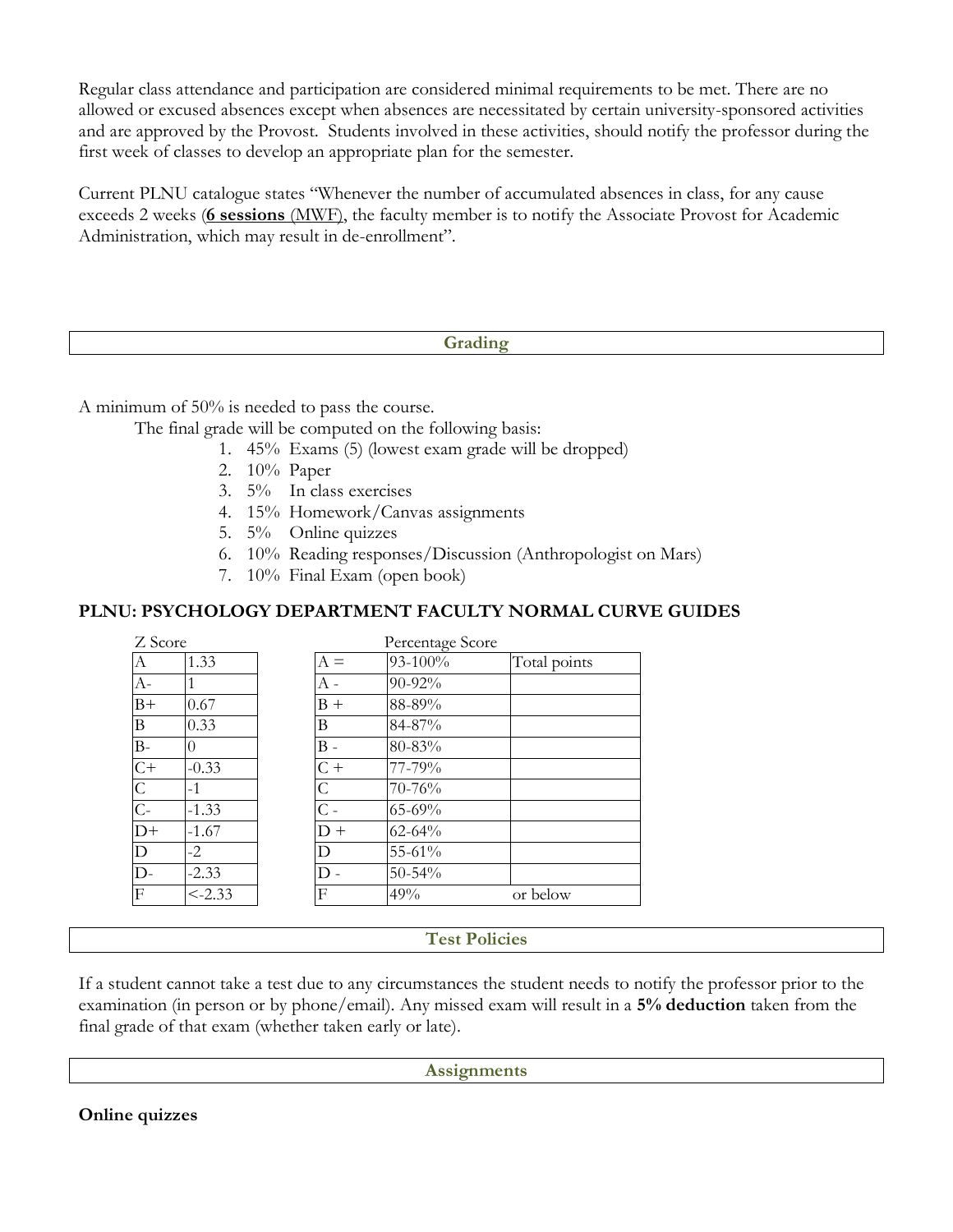Regular class attendance and participation are considered minimal requirements to be met. There are no allowed or excused absences except when absences are necessitated by certain university-sponsored activities and are approved by the Provost. Students involved in these activities, should notify the professor during the first week of classes to develop an appropriate plan for the semester.

Current PLNU catalogue states "Whenever the number of accumulated absences in class, for any cause exceeds 2 weeks (**6 sessions** (MWF), the faculty member is to notify the Associate Provost for Academic Administration, which may result in de-enrollment".

## Grading

A minimum of 50% is needed to pass the course.

The final grade will be computed on the following basis:

1. 45% Exams (5) (lowest exam grade will be dropped)
2. 10% Paper
3. 5% In class exercises
4. 15% Homework/Canvas assignments
5. 5% Online quizzes
6. 10% Reading responses/Discussion (Anthropologist on Mars)
7. 10% Final Exam (open book)

### PLNU: PSYCHOLOGY DEPARTMENT FACULTY NORMAL CURVE GUIDES

Z Score

| | |
|---|---|
| A | 1.33 |
| A- | 1 |
| B+ | 0.67 |
| B | 0.33 |
| B- | 0 |
| C+ | -0.33 |
| C | -1 |
| C- | -1.33 |
| D+ | -1.67 |
| D | -2 |
| D- | -2.33 |
| F | <-2.33 |

Percentage Score

| | | |
|---|---|---|
| A = | 93-100% | Total points |
| A - | 90-92% | |
| B + | 88-89% | |
| B | 84-87% | |
| B - | 80-83% | |
| C + | 77-79% | |
| C | 70-76% | |
| C - | 65-69% | |
| D + | 62-64% | |
| D | 55-61% | |
| D - | 50-54% | |
| F | 49% | or below |

## Test Policies

If a student cannot take a test due to any circumstances the student needs to notify the professor prior to the examination (in person or by phone/email). Any missed exam will result in a **5% deduction** taken from the final grade of that exam (whether taken early or late).

## Assignments

**Online quizzes**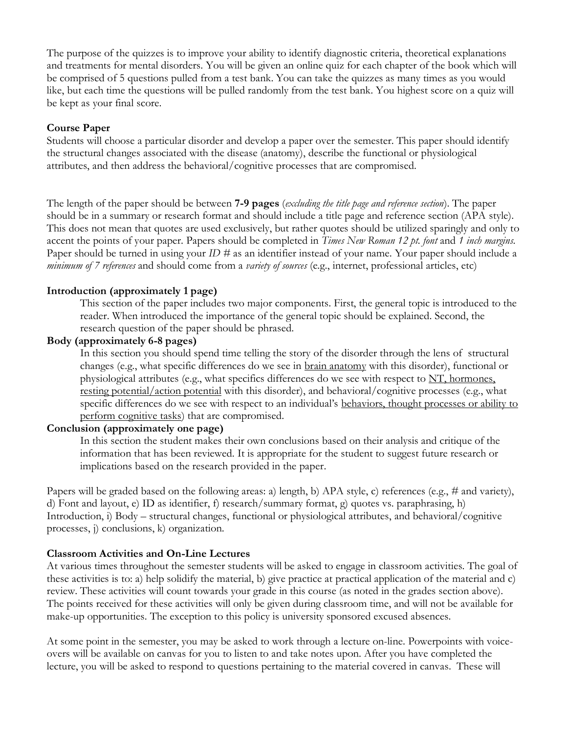The purpose of the quizzes is to improve your ability to identify diagnostic criteria, theoretical explanations and treatments for mental disorders. You will be given an online quiz for each chapter of the book which will be comprised of 5 questions pulled from a test bank. You can take the quizzes as many times as you would like, but each time the questions will be pulled randomly from the test bank. You highest score on a quiz will be kept as your final score.

**Course Paper**

Students will choose a particular disorder and develop a paper over the semester. This paper should identify the structural changes associated with the disease (anatomy), describe the functional or physiological attributes, and then address the behavioral/cognitive processes that are compromised.

The length of the paper should be between **7-9 pages** (*excluding the title page and reference section*). The paper should be in a summary or research format and should include a title page and reference section (APA style). This does not mean that quotes are used exclusively, but rather quotes should be utilized sparingly and only to accent the points of your paper. Papers should be completed in *Times New Roman 12 pt. font* and *1 inch margins*. Paper should be turned in using your *ID #* as an identifier instead of your name. Your paper should include a *minimum of 7 references* and should come from a *variety of sources* (e.g., internet, professional articles, etc)

**Introduction (approximately 1 page)**

This section of the paper includes two major components. First, the general topic is introduced to the reader. When introduced the importance of the general topic should be explained. Second, the research question of the paper should be phrased.

**Body (approximately 6-8 pages)**

In this section you should spend time telling the story of the disorder through the lens of structural changes (e.g., what specific differences do we see in <u>brain anatomy</u> with this disorder), functional or physiological attributes (e.g., what specifics differences do we see with respect to <u>NT, hormones, resting potential/action potential</u> with this disorder), and behavioral/cognitive processes (e.g., what specific differences do we see with respect to an individual's <u>behaviors, thought processes or ability to perform cognitive tasks</u>) that are compromised.

**Conclusion (approximately one page)**

In this section the student makes their own conclusions based on their analysis and critique of the information that has been reviewed. It is appropriate for the student to suggest future research or implications based on the research provided in the paper.

Papers will be graded based on the following areas: a) length, b) APA style, c) references (e.g., # and variety), d) Font and layout, e) ID as identifier, f) research/summary format, g) quotes vs. paraphrasing, h) Introduction, i) Body – structural changes, functional or physiological attributes, and behavioral/cognitive processes, j) conclusions, k) organization.

**Classroom Activities and On-Line Lectures**

At various times throughout the semester students will be asked to engage in classroom activities. The goal of these activities is to: a) help solidify the material, b) give practice at practical application of the material and c) review. These activities will count towards your grade in this course (as noted in the grades section above). The points received for these activities will only be given during classroom time, and will not be available for make-up opportunities. The exception to this policy is university sponsored excused absences.

At some point in the semester, you may be asked to work through a lecture on-line. Powerpoints with voice-overs will be available on canvas for you to listen to and take notes upon. After you have completed the lecture, you will be asked to respond to questions pertaining to the material covered in canvas. These will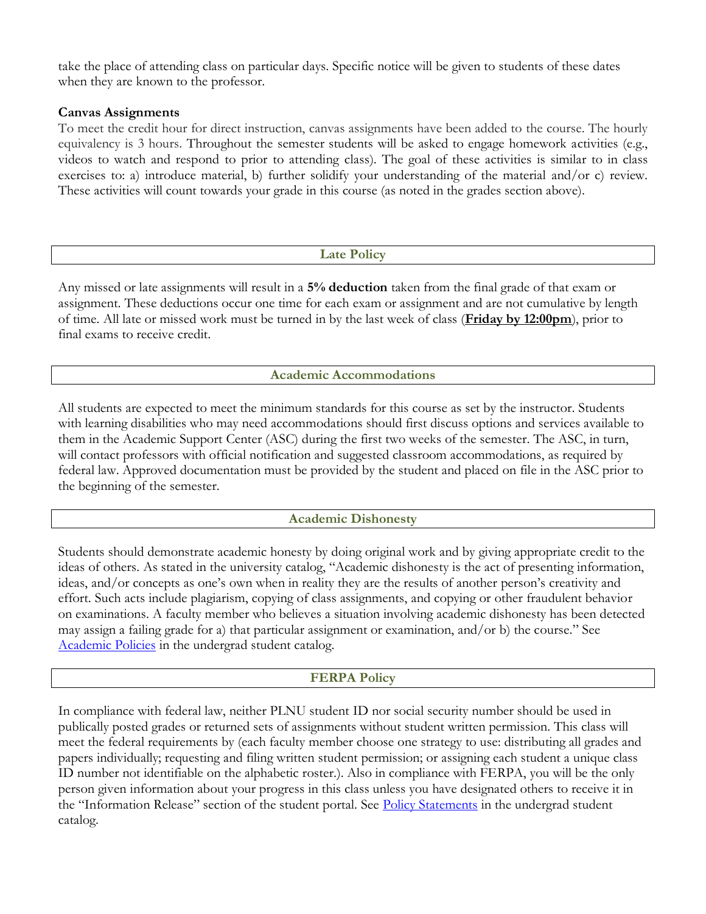take the place of attending class on particular days. Specific notice will be given to students of these dates when they are known to the professor.

**Canvas Assignments**

To meet the credit hour for direct instruction, canvas assignments have been added to the course. The hourly equivalency is 3 hours. Throughout the semester students will be asked to engage homework activities (e.g., videos to watch and respond to prior to attending class). The goal of these activities is similar to in class exercises to: a) introduce material, b) further solidify your understanding of the material and/or c) review. These activities will count towards your grade in this course (as noted in the grades section above).

## Late Policy

Any missed or late assignments will result in a **5% deduction** taken from the final grade of that exam or assignment. These deductions occur one time for each exam or assignment and are not cumulative by length of time. All late or missed work must be turned in by the last week of class (**Friday by 12:00pm**), prior to final exams to receive credit.

## Academic Accommodations

All students are expected to meet the minimum standards for this course as set by the instructor. Students with learning disabilities who may need accommodations should first discuss options and services available to them in the Academic Support Center (ASC) during the first two weeks of the semester. The ASC, in turn, will contact professors with official notification and suggested classroom accommodations, as required by federal law. Approved documentation must be provided by the student and placed on file in the ASC prior to the beginning of the semester.

## Academic Dishonesty

Students should demonstrate academic honesty by doing original work and by giving appropriate credit to the ideas of others. As stated in the university catalog, "Academic dishonesty is the act of presenting information, ideas, and/or concepts as one's own when in reality they are the results of another person's creativity and effort. Such acts include plagiarism, copying of class assignments, and copying or other fraudulent behavior on examinations. A faculty member who believes a situation involving academic dishonesty has been detected may assign a failing grade for a) that particular assignment or examination, and/or b) the course." See Academic Policies in the undergrad student catalog.

## FERPA Policy

In compliance with federal law, neither PLNU student ID nor social security number should be used in publically posted grades or returned sets of assignments without student written permission. This class will meet the federal requirements by (each faculty member choose one strategy to use: distributing all grades and papers individually; requesting and filing written student permission; or assigning each student a unique class ID number not identifiable on the alphabetic roster.). Also in compliance with FERPA, you will be the only person given information about your progress in this class unless you have designated others to receive it in the "Information Release" section of the student portal. See Policy Statements in the undergrad student catalog.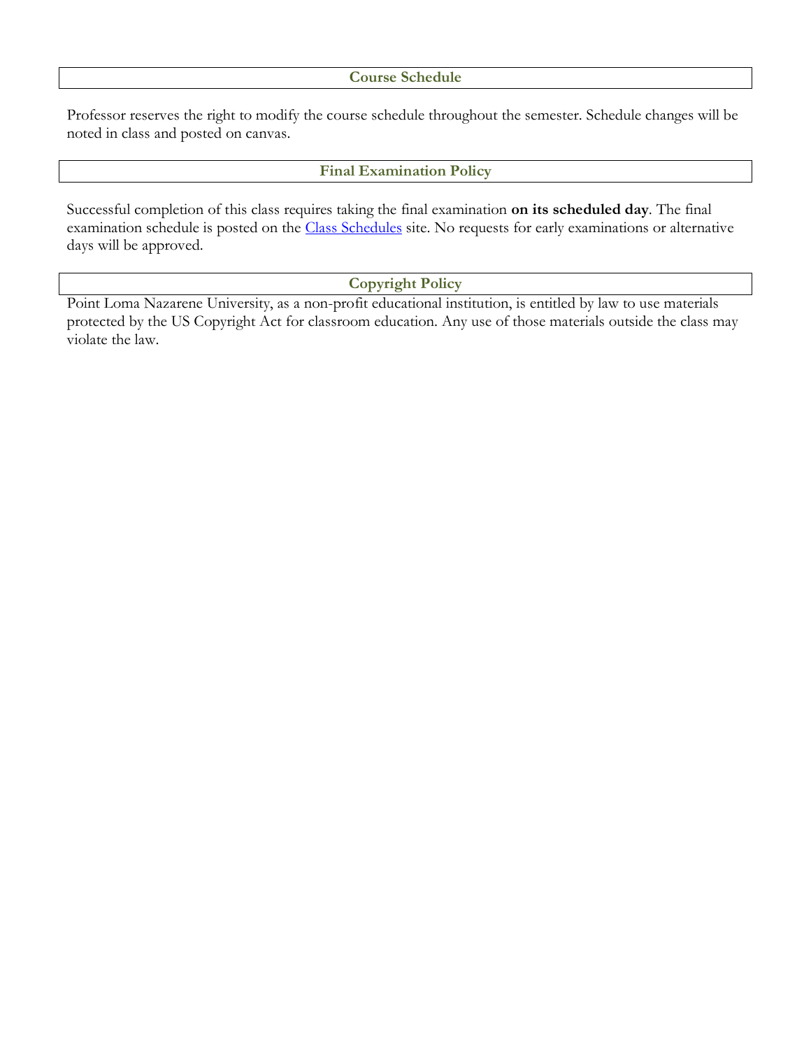## Course Schedule

Professor reserves the right to modify the course schedule throughout the semester. Schedule changes will be noted in class and posted on canvas.

## Final Examination Policy

Successful completion of this class requires taking the final examination **on its scheduled day**. The final examination schedule is posted on the [Class Schedules]() site. No requests for early examinations or alternative days will be approved.

## Copyright Policy

Point Loma Nazarene University, as a non-profit educational institution, is entitled by law to use materials protected by the US Copyright Act for classroom education. Any use of those materials outside the class may violate the law.